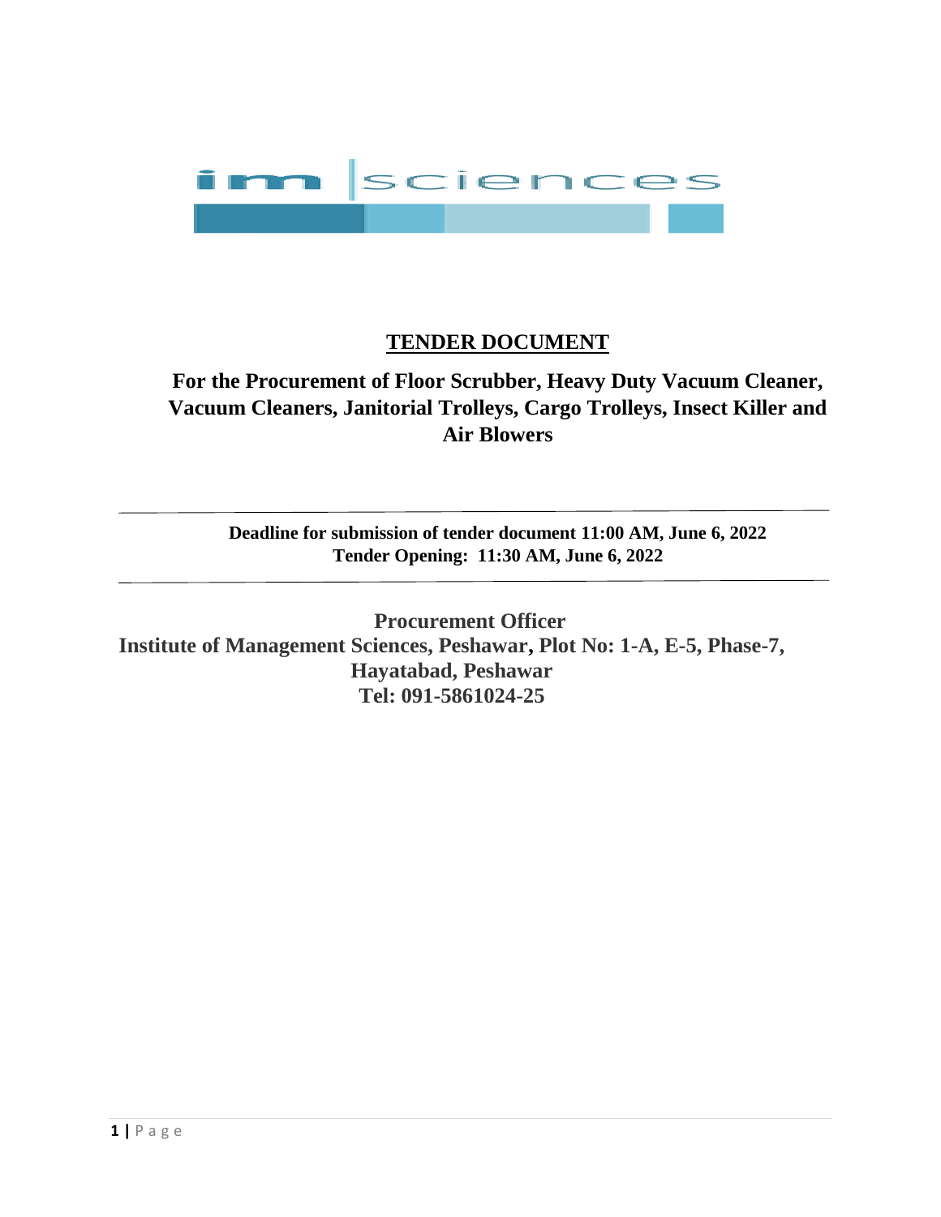# TENDER DOCUMENT

## For the Procurement of Floor Scrubber, Heavy Duty Vacuum Cleaner, Vacuum Cleaners, Janitorial Trolleys, Cargo Trolleys, Insect Killer and Air Blowers

---

**Deadline for submission of tender document 11:00 AM, June 6, 2022**
**Tender Opening: 11:30 AM, June 6, 2022**

---

**Procurement Officer**
**Institute of Management Sciences, Peshawar, Plot No: 1-A, E-5, Phase-7, Hayatabad, Peshawar**
**Tel: 091-5861024-25**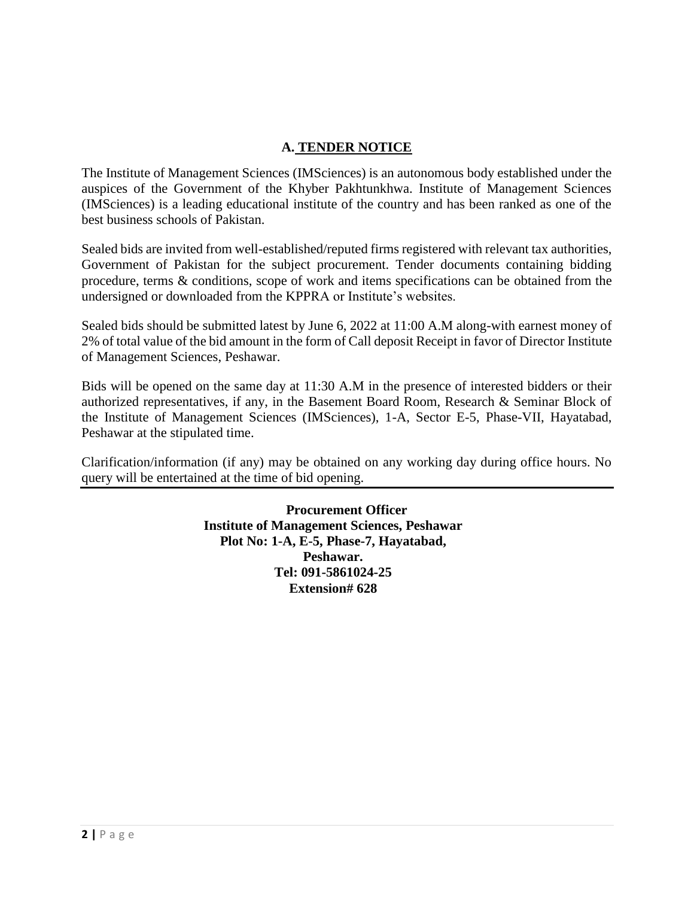## A. TENDER NOTICE

The Institute of Management Sciences (IMSciences) is an autonomous body established under the auspices of the Government of the Khyber Pakhtunkhwa. Institute of Management Sciences (IMSciences) is a leading educational institute of the country and has been ranked as one of the best business schools of Pakistan.

Sealed bids are invited from well-established/reputed firms registered with relevant tax authorities, Government of Pakistan for the subject procurement. Tender documents containing bidding procedure, terms & conditions, scope of work and items specifications can be obtained from the undersigned or downloaded from the KPPRA or Institute's websites.

Sealed bids should be submitted latest by June 6, 2022 at 11:00 A.M along-with earnest money of 2% of total value of the bid amount in the form of Call deposit Receipt in favor of Director Institute of Management Sciences, Peshawar.

Bids will be opened on the same day at 11:30 A.M in the presence of interested bidders or their authorized representatives, if any, in the Basement Board Room, Research & Seminar Block of the Institute of Management Sciences (IMSciences), 1-A, Sector E-5, Phase-VII, Hayatabad, Peshawar at the stipulated time.

Clarification/information (if any) may be obtained on any working day during office hours. No query will be entertained at the time of bid opening.

---

**Procurement Officer**
**Institute of Management Sciences, Peshawar**
**Plot No: 1-A, E-5, Phase-7, Hayatabad,**
**Peshawar.**
**Tel: 091-5861024-25**
**Extension# 628**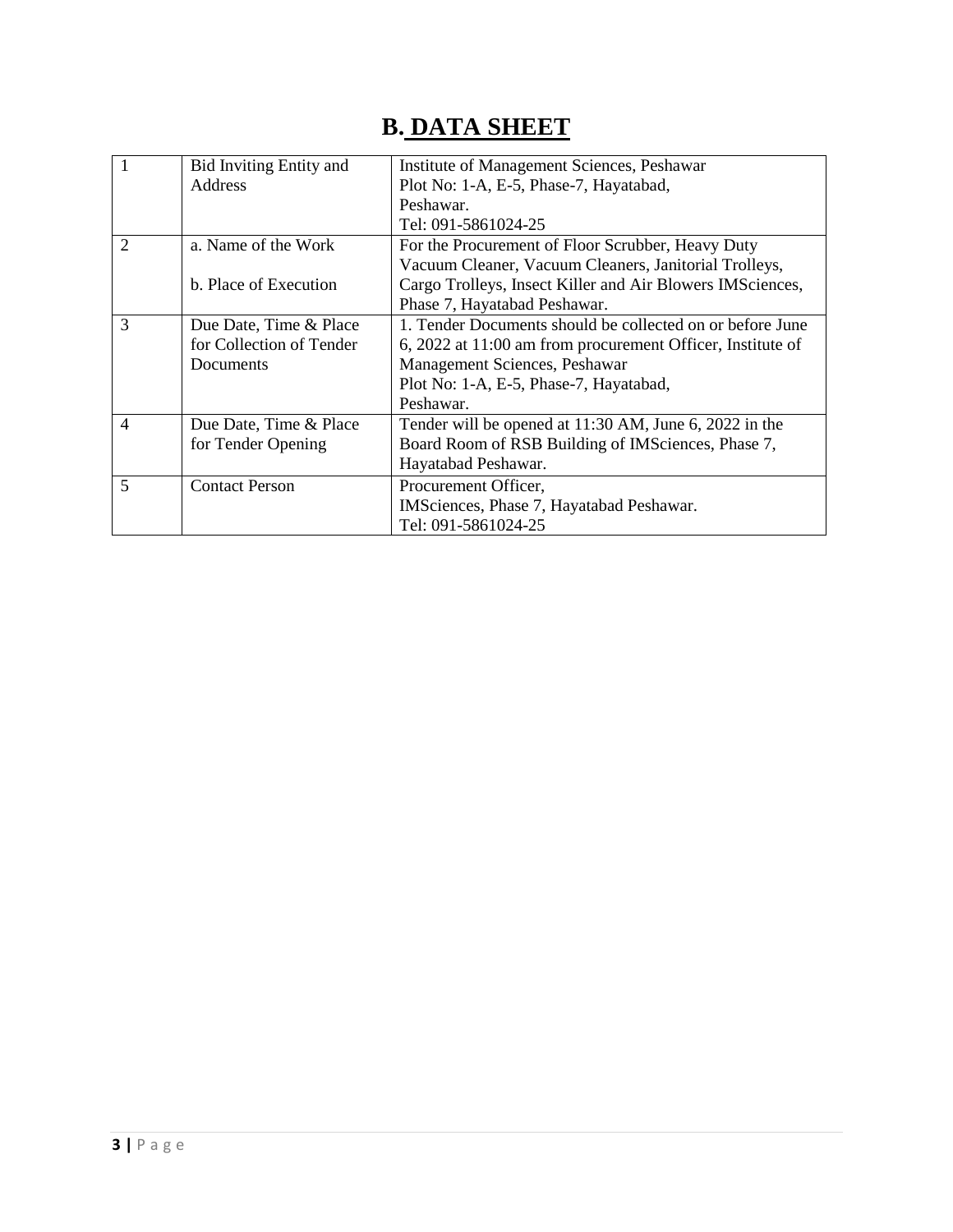# B. DATA SHEET

| | | |
|---|---|---|
| 1 | Bid Inviting Entity and Address | Institute of Management Sciences, Peshawar<br>Plot No: 1-A, E-5, Phase-7, Hayatabad,<br>Peshawar.<br>Tel: 091-5861024-25 |
| 2 | a. Name of the Work<br><br>b. Place of Execution | For the Procurement of Floor Scrubber, Heavy Duty Vacuum Cleaner, Vacuum Cleaners, Janitorial Trolleys, Cargo Trolleys, Insect Killer and Air Blowers IMSciences, Phase 7, Hayatabad Peshawar. |
| 3 | Due Date, Time & Place for Collection of Tender Documents | 1. Tender Documents should be collected on or before June 6, 2022 at 11:00 am from procurement Officer, Institute of Management Sciences, Peshawar<br>Plot No: 1-A, E-5, Phase-7, Hayatabad,<br>Peshawar. |
| 4 | Due Date, Time & Place for Tender Opening | Tender will be opened at 11:30 AM, June 6, 2022 in the Board Room of RSB Building of IMSciences, Phase 7, Hayatabad Peshawar. |
| 5 | Contact Person | Procurement Officer,<br>IMSciences, Phase 7, Hayatabad Peshawar.<br>Tel: 091-5861024-25 |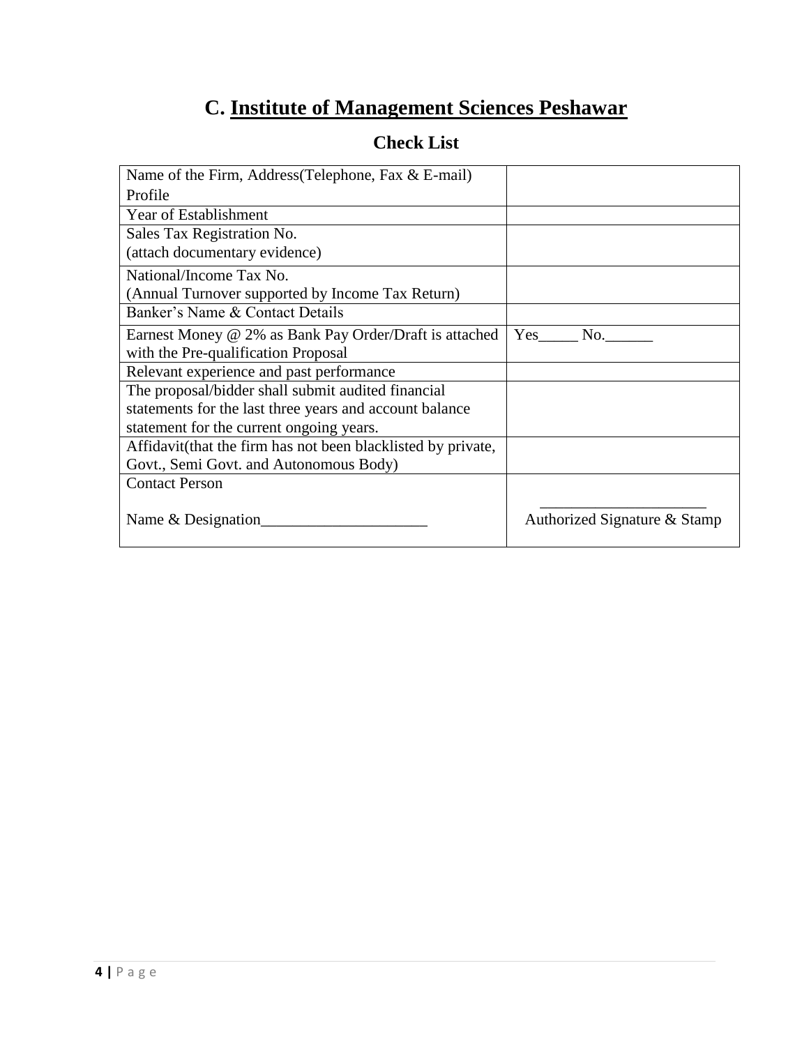# C. Institute of Management Sciences Peshawar

## Check List

| | |
|---|---|
| Name of the Firm, Address(Telephone, Fax & E-mail) Profile | |
| Year of Establishment | |
| Sales Tax Registration No. (attach documentary evidence) | |
| National/Income Tax No. (Annual Turnover supported by Income Tax Return) | |
| Banker's Name & Contact Details | |
| Earnest Money @ 2% as Bank Pay Order/Draft is attached with the Pre-qualification Proposal | Yes_____ No.______ |
| Relevant experience and past performance | |
| The proposal/bidder shall submit audited financial statements for the last three years and account balance statement for the current ongoing years. | |
| Affidavit(that the firm has not been blacklisted by private, Govt., Semi Govt. and Autonomous Body) | |
| Contact Person<br><br>Name & Designation_____________________ | _____________________<br>Authorized Signature & Stamp |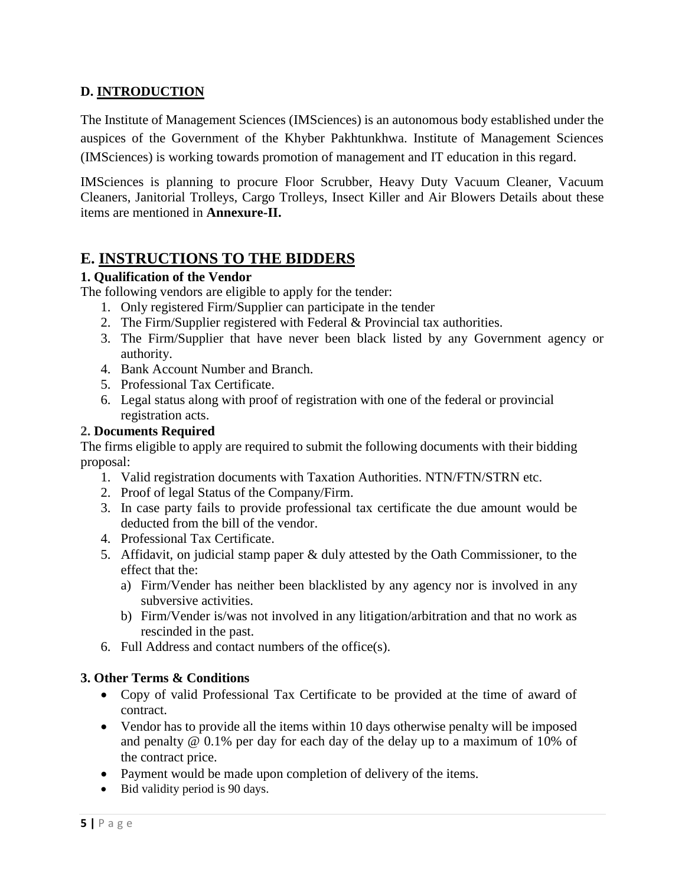## D. INTRODUCTION

The Institute of Management Sciences (IMSciences) is an autonomous body established under the auspices of the Government of the Khyber Pakhtunkhwa. Institute of Management Sciences (IMSciences) is working towards promotion of management and IT education in this regard.

IMSciences is planning to procure Floor Scrubber, Heavy Duty Vacuum Cleaner, Vacuum Cleaners, Janitorial Trolleys, Cargo Trolleys, Insect Killer and Air Blowers Details about these items are mentioned in **Annexure-II.**

## E. INSTRUCTIONS TO THE BIDDERS

### 1. Qualification of the Vendor

The following vendors are eligible to apply for the tender:

1. Only registered Firm/Supplier can participate in the tender
2. The Firm/Supplier registered with Federal & Provincial tax authorities.
3. The Firm/Supplier that have never been black listed by any Government agency or authority.
4. Bank Account Number and Branch.
5. Professional Tax Certificate.
6. Legal status along with proof of registration with one of the federal or provincial registration acts.

### 2. Documents Required

The firms eligible to apply are required to submit the following documents with their bidding proposal:

1. Valid registration documents with Taxation Authorities. NTN/FTN/STRN etc.
2. Proof of legal Status of the Company/Firm.
3. In case party fails to provide professional tax certificate the due amount would be deducted from the bill of the vendor.
4. Professional Tax Certificate.
5. Affidavit, on judicial stamp paper & duly attested by the Oath Commissioner, to the effect that the:
   a) Firm/Vender has neither been blacklisted by any agency nor is involved in any subversive activities.
   b) Firm/Vender is/was not involved in any litigation/arbitration and that no work as rescinded in the past.
6. Full Address and contact numbers of the office(s).

### 3. Other Terms & Conditions

- Copy of valid Professional Tax Certificate to be provided at the time of award of contract.
- Vendor has to provide all the items within 10 days otherwise penalty will be imposed and penalty @ 0.1% per day for each day of the delay up to a maximum of 10% of the contract price.
- Payment would be made upon completion of delivery of the items.
- Bid validity period is 90 days.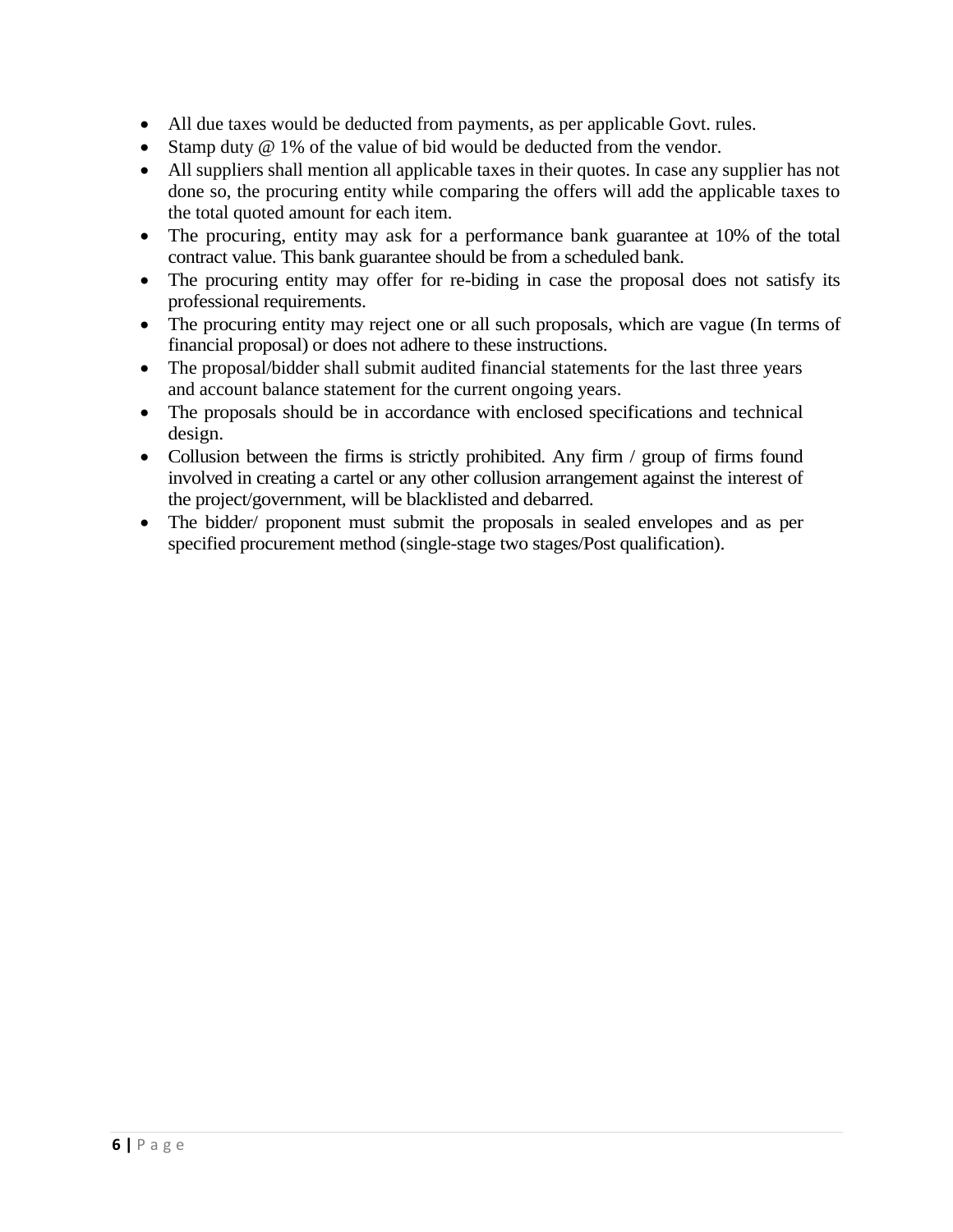- All due taxes would be deducted from payments, as per applicable Govt. rules.
- Stamp duty @ 1% of the value of bid would be deducted from the vendor.
- All suppliers shall mention all applicable taxes in their quotes. In case any supplier has not done so, the procuring entity while comparing the offers will add the applicable taxes to the total quoted amount for each item.
- The procuring, entity may ask for a performance bank guarantee at 10% of the total contract value. This bank guarantee should be from a scheduled bank.
- The procuring entity may offer for re-biding in case the proposal does not satisfy its professional requirements.
- The procuring entity may reject one or all such proposals, which are vague (In terms of financial proposal) or does not adhere to these instructions.
- The proposal/bidder shall submit audited financial statements for the last three years and account balance statement for the current ongoing years.
- The proposals should be in accordance with enclosed specifications and technical design.
- Collusion between the firms is strictly prohibited. Any firm / group of firms found involved in creating a cartel or any other collusion arrangement against the interest of the project/government, will be blacklisted and debarred.
- The bidder/ proponent must submit the proposals in sealed envelopes and as per specified procurement method (single-stage two stages/Post qualification).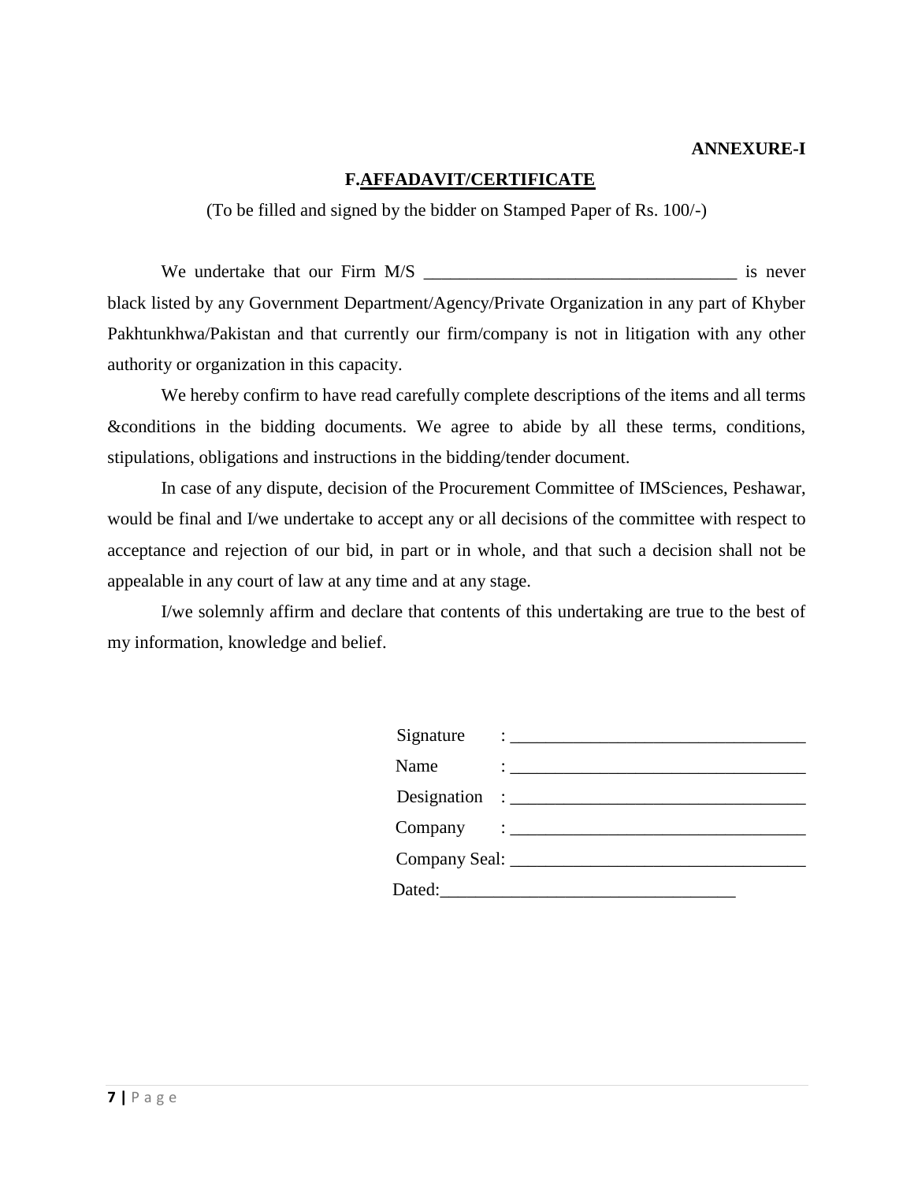**ANNEXURE-I**

## F.AFFADAVIT/CERTIFICATE

(To be filled and signed by the bidder on Stamped Paper of Rs. 100/-)

We undertake that our Firm M/S ___________________________________ is never black listed by any Government Department/Agency/Private Organization in any part of Khyber Pakhtunkhwa/Pakistan and that currently our firm/company is not in litigation with any other authority or organization in this capacity.

We hereby confirm to have read carefully complete descriptions of the items and all terms &conditions in the bidding documents. We agree to abide by all these terms, conditions, stipulations, obligations and instructions in the bidding/tender document.

In case of any dispute, decision of the Procurement Committee of IMSciences, Peshawar, would be final and I/we undertake to accept any or all decisions of the committee with respect to acceptance and rejection of our bid, in part or in whole, and that such a decision shall not be appealable in any court of law at any time and at any stage.

I/we solemnly affirm and declare that contents of this undertaking are true to the best of my information, knowledge and belief.

Signature : _________________________________

Name : _________________________________

Designation : _________________________________

Company : _________________________________

Company Seal: _________________________________

Dated:_________________________________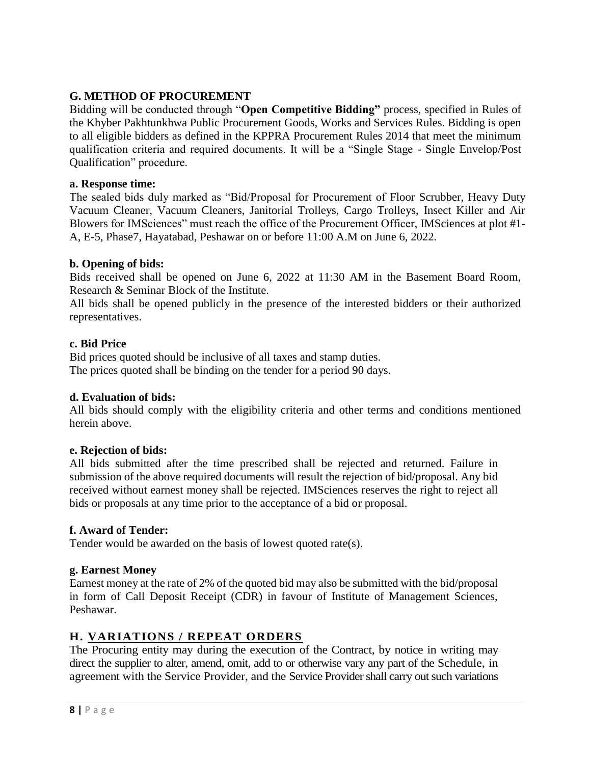## G. METHOD OF PROCUREMENT

Bidding will be conducted through "**Open Competitive Bidding"** process, specified in Rules of the Khyber Pakhtunkhwa Public Procurement Goods, Works and Services Rules. Bidding is open to all eligible bidders as defined in the KPPRA Procurement Rules 2014 that meet the minimum qualification criteria and required documents. It will be a "Single Stage - Single Envelop/Post Qualification" procedure.

**a. Response time:**

The sealed bids duly marked as "Bid/Proposal for Procurement of Floor Scrubber, Heavy Duty Vacuum Cleaner, Vacuum Cleaners, Janitorial Trolleys, Cargo Trolleys, Insect Killer and Air Blowers for IMSciences" must reach the office of the Procurement Officer, IMSciences at plot #1-A, E-5, Phase7, Hayatabad, Peshawar on or before 11:00 A.M on June 6, 2022.

**b. Opening of bids:**

Bids received shall be opened on June 6, 2022 at 11:30 AM in the Basement Board Room, Research & Seminar Block of the Institute.

All bids shall be opened publicly in the presence of the interested bidders or their authorized representatives.

**c. Bid Price**

Bid prices quoted should be inclusive of all taxes and stamp duties.

The prices quoted shall be binding on the tender for a period 90 days.

**d. Evaluation of bids:**

All bids should comply with the eligibility criteria and other terms and conditions mentioned herein above.

**e. Rejection of bids:**

All bids submitted after the time prescribed shall be rejected and returned. Failure in submission of the above required documents will result the rejection of bid/proposal. Any bid received without earnest money shall be rejected. IMSciences reserves the right to reject all bids or proposals at any time prior to the acceptance of a bid or proposal.

**f. Award of Tender:**

Tender would be awarded on the basis of lowest quoted rate(s).

**g. Earnest Money**

Earnest money at the rate of 2% of the quoted bid may also be submitted with the bid/proposal in form of Call Deposit Receipt (CDR) in favour of Institute of Management Sciences, Peshawar.

## H. VARIATIONS / REPEAT ORDERS

The Procuring entity may during the execution of the Contract, by notice in writing may direct the supplier to alter, amend, omit, add to or otherwise vary any part of the Schedule, in agreement with the Service Provider, and the Service Provider shall carry out such variations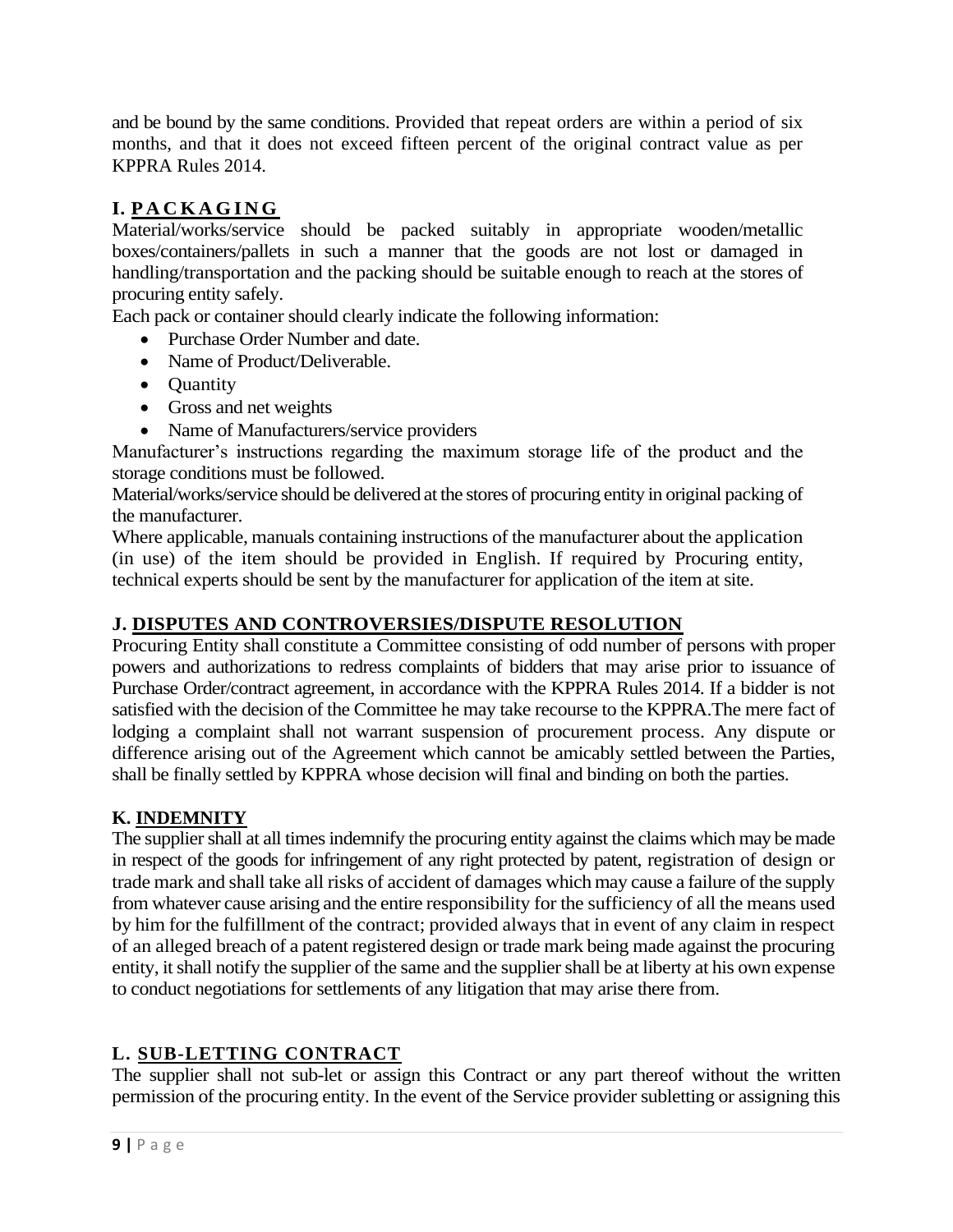and be bound by the same conditions. Provided that repeat orders are within a period of six months, and that it does not exceed fifteen percent of the original contract value as per KPPRA Rules 2014.

## I. PACKAGING

Material/works/service should be packed suitably in appropriate wooden/metallic boxes/containers/pallets in such a manner that the goods are not lost or damaged in handling/transportation and the packing should be suitable enough to reach at the stores of procuring entity safely.

Each pack or container should clearly indicate the following information:

- Purchase Order Number and date.
- Name of Product/Deliverable.
- Quantity
- Gross and net weights
- Name of Manufacturers/service providers

Manufacturer's instructions regarding the maximum storage life of the product and the storage conditions must be followed.

Material/works/service should be delivered at the stores of procuring entity in original packing of the manufacturer.

Where applicable, manuals containing instructions of the manufacturer about the application (in use) of the item should be provided in English. If required by Procuring entity, technical experts should be sent by the manufacturer for application of the item at site.

## J. DISPUTES AND CONTROVERSIES/DISPUTE RESOLUTION

Procuring Entity shall constitute a Committee consisting of odd number of persons with proper powers and authorizations to redress complaints of bidders that may arise prior to issuance of Purchase Order/contract agreement, in accordance with the KPPRA Rules 2014. If a bidder is not satisfied with the decision of the Committee he may take recourse to the KPPRA.The mere fact of lodging a complaint shall not warrant suspension of procurement process. Any dispute or difference arising out of the Agreement which cannot be amicably settled between the Parties, shall be finally settled by KPPRA whose decision will final and binding on both the parties.

## K. INDEMNITY

The supplier shall at all times indemnify the procuring entity against the claims which may be made in respect of the goods for infringement of any right protected by patent, registration of design or trade mark and shall take all risks of accident of damages which may cause a failure of the supply from whatever cause arising and the entire responsibility for the sufficiency of all the means used by him for the fulfillment of the contract; provided always that in event of any claim in respect of an alleged breach of a patent registered design or trade mark being made against the procuring entity, it shall notify the supplier of the same and the supplier shall be at liberty at his own expense to conduct negotiations for settlements of any litigation that may arise there from.

## L. SUB-LETTING CONTRACT

The supplier shall not sub-let or assign this Contract or any part thereof without the written permission of the procuring entity. In the event of the Service provider subletting or assigning this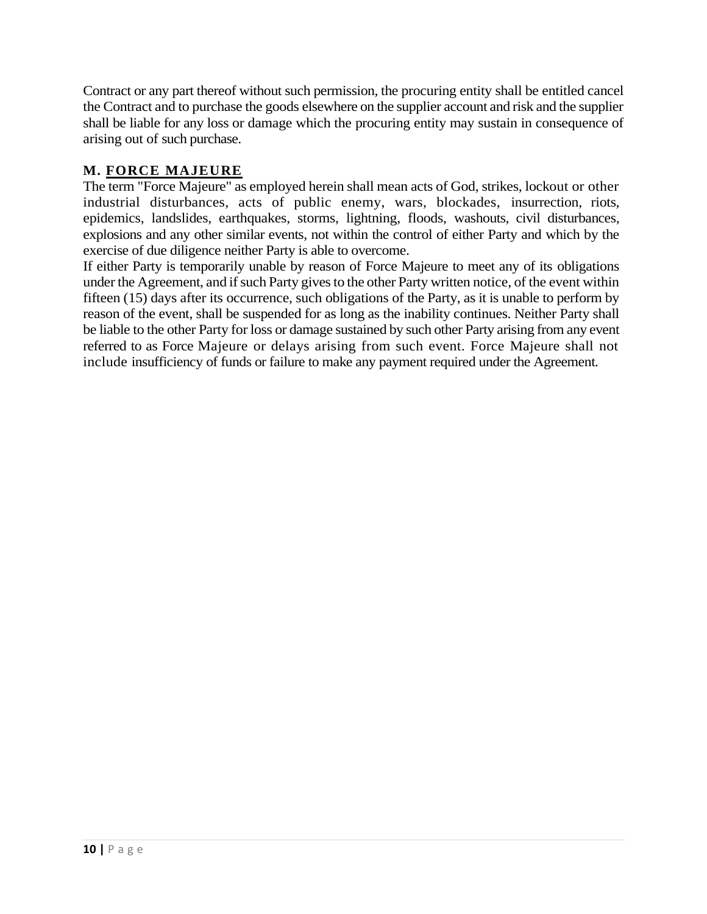Contract or any part thereof without such permission, the procuring entity shall be entitled cancel the Contract and to purchase the goods elsewhere on the supplier account and risk and the supplier shall be liable for any loss or damage which the procuring entity may sustain in consequence of arising out of such purchase.

## M. FORCE MAJEURE

The term "Force Majeure" as employed herein shall mean acts of God, strikes, lockout or other industrial disturbances, acts of public enemy, wars, blockades, insurrection, riots, epidemics, landslides, earthquakes, storms, lightning, floods, washouts, civil disturbances, explosions and any other similar events, not within the control of either Party and which by the exercise of due diligence neither Party is able to overcome.

If either Party is temporarily unable by reason of Force Majeure to meet any of its obligations under the Agreement, and if such Party gives to the other Party written notice, of the event within fifteen (15) days after its occurrence, such obligations of the Party, as it is unable to perform by reason of the event, shall be suspended for as long as the inability continues. Neither Party shall be liable to the other Party for loss or damage sustained by such other Party arising from any event referred to as Force Majeure or delays arising from such event. Force Majeure shall not include insufficiency of funds or failure to make any payment required under the Agreement.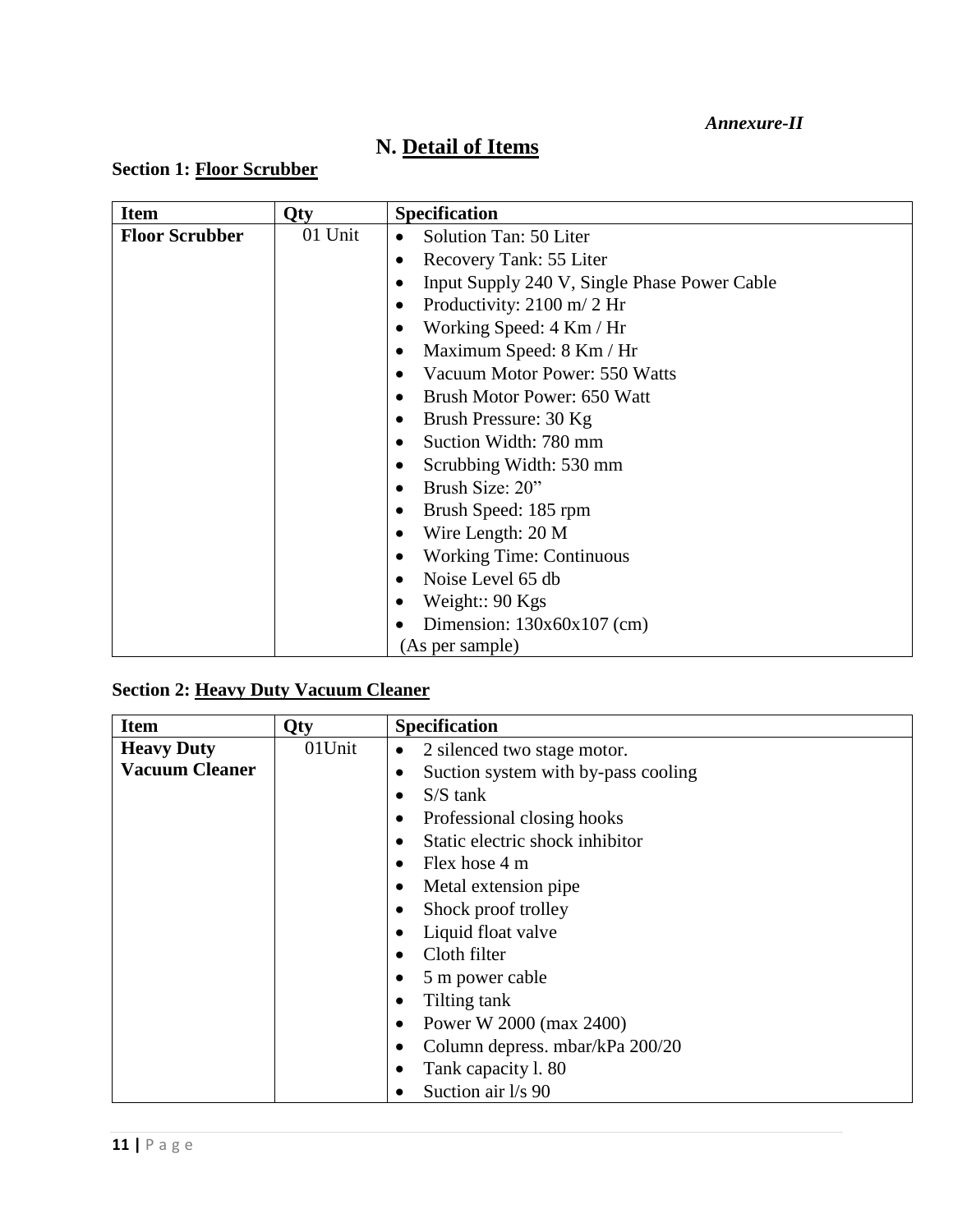*Annexure-II*

# N. Detail of Items

### Section 1: Floor Scrubber

| Item | Qty | Specification |
|---|---|---|
| **Floor Scrubber** | 01 Unit | • Solution Tan: 50 Liter<br>• Recovery Tank: 55 Liter<br>• Input Supply 240 V, Single Phase Power Cable<br>• Productivity: 2100 m/ 2 Hr<br>• Working Speed: 4 Km / Hr<br>• Maximum Speed: 8 Km / Hr<br>• Vacuum Motor Power: 550 Watts<br>• Brush Motor Power: 650 Watt<br>• Brush Pressure: 30 Kg<br>• Suction Width: 780 mm<br>• Scrubbing Width: 530 mm<br>• Brush Size: 20"<br>• Brush Speed: 185 rpm<br>• Wire Length: 20 M<br>• Working Time: Continuous<br>• Noise Level 65 db<br>• Weight:: 90 Kgs<br>• Dimension: 130x60x107 (cm)<br>(As per sample) |

### Section 2: Heavy Duty Vacuum Cleaner

| Item | Qty | Specification |
|---|---|---|
| **Heavy Duty Vacuum Cleaner** | 01Unit | • 2 silenced two stage motor.<br>• Suction system with by-pass cooling<br>• S/S tank<br>• Professional closing hooks<br>• Static electric shock inhibitor<br>• Flex hose 4 m<br>• Metal extension pipe<br>• Shock proof trolley<br>• Liquid float valve<br>• Cloth filter<br>• 5 m power cable<br>• Tilting tank<br>• Power W 2000 (max 2400)<br>• Column depress. mbar/kPa 200/20<br>• Tank capacity l. 80<br>• Suction air l/s 90 |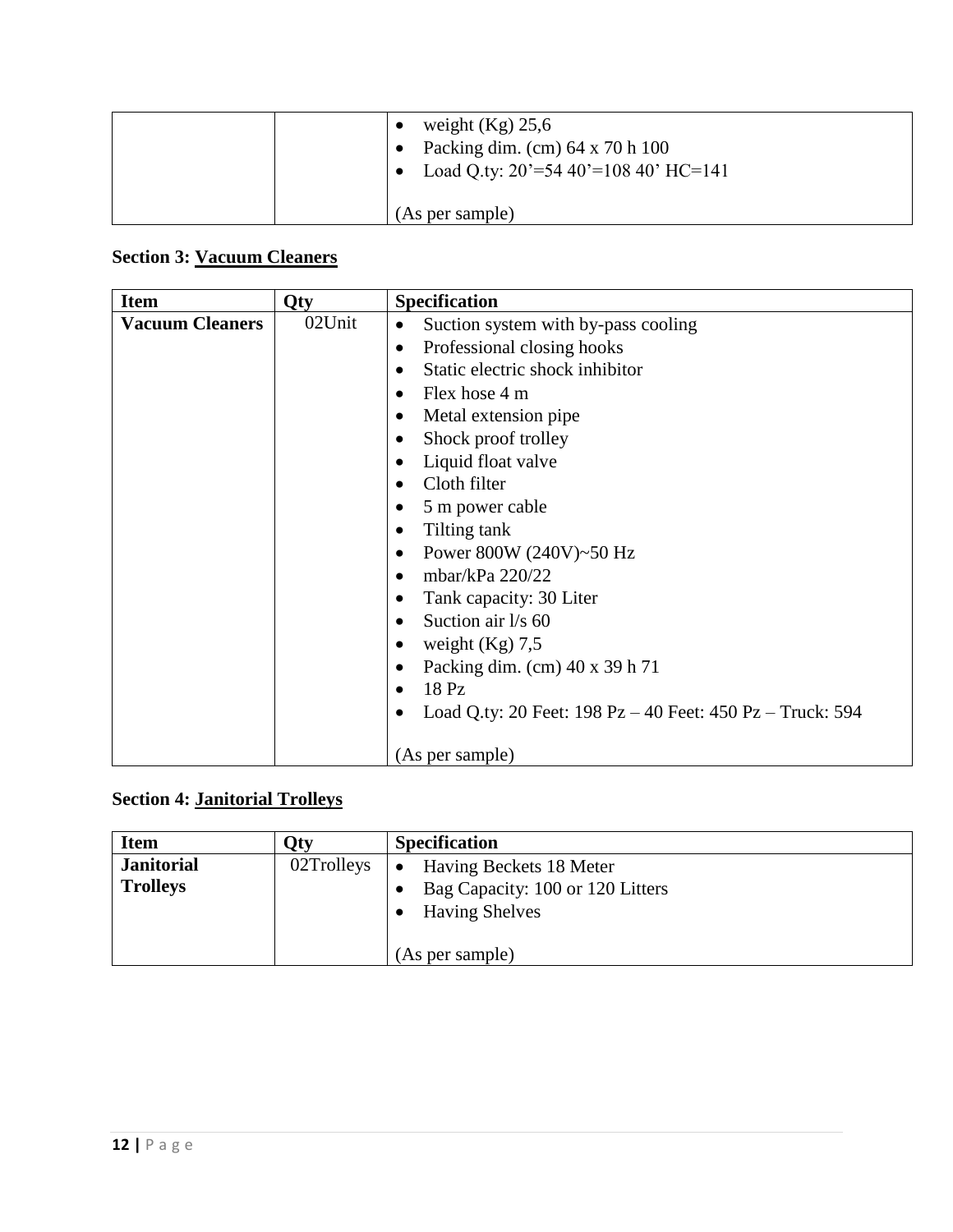| | | Specification |
|---|---|---|
| | | • weight (Kg) 25,6<br>• Packing dim. (cm) 64 x 70 h 100<br>• Load Q.ty: 20'=54 40'=108 40' HC=141<br><br>(As per sample) |

**Section 3: <u>Vacuum Cleaners</u>**

| Item | Qty | Specification |
|---|---|---|
| **Vacuum Cleaners** | 02Unit | • Suction system with by-pass cooling<br>• Professional closing hooks<br>• Static electric shock inhibitor<br>• Flex hose 4 m<br>• Metal extension pipe<br>• Shock proof trolley<br>• Liquid float valve<br>• Cloth filter<br>• 5 m power cable<br>• Tilting tank<br>• Power 800W (240V)~50 Hz<br>• mbar/kPa 220/22<br>• Tank capacity: 30 Liter<br>• Suction air l/s 60<br>• weight (Kg) 7,5<br>• Packing dim. (cm) 40 x 39 h 71<br>• 18 Pz<br>• Load Q.ty: 20 Feet: 198 Pz – 40 Feet: 450 Pz – Truck: 594<br><br>(As per sample) |

**Section 4: <u>Janitorial Trolleys</u>**

| Item | Qty | Specification |
|---|---|---|
| **Janitorial Trolleys** | 02Trolleys | • Having Beckets 18 Meter<br>• Bag Capacity: 100 or 120 Litters<br>• Having Shelves<br><br>(As per sample) |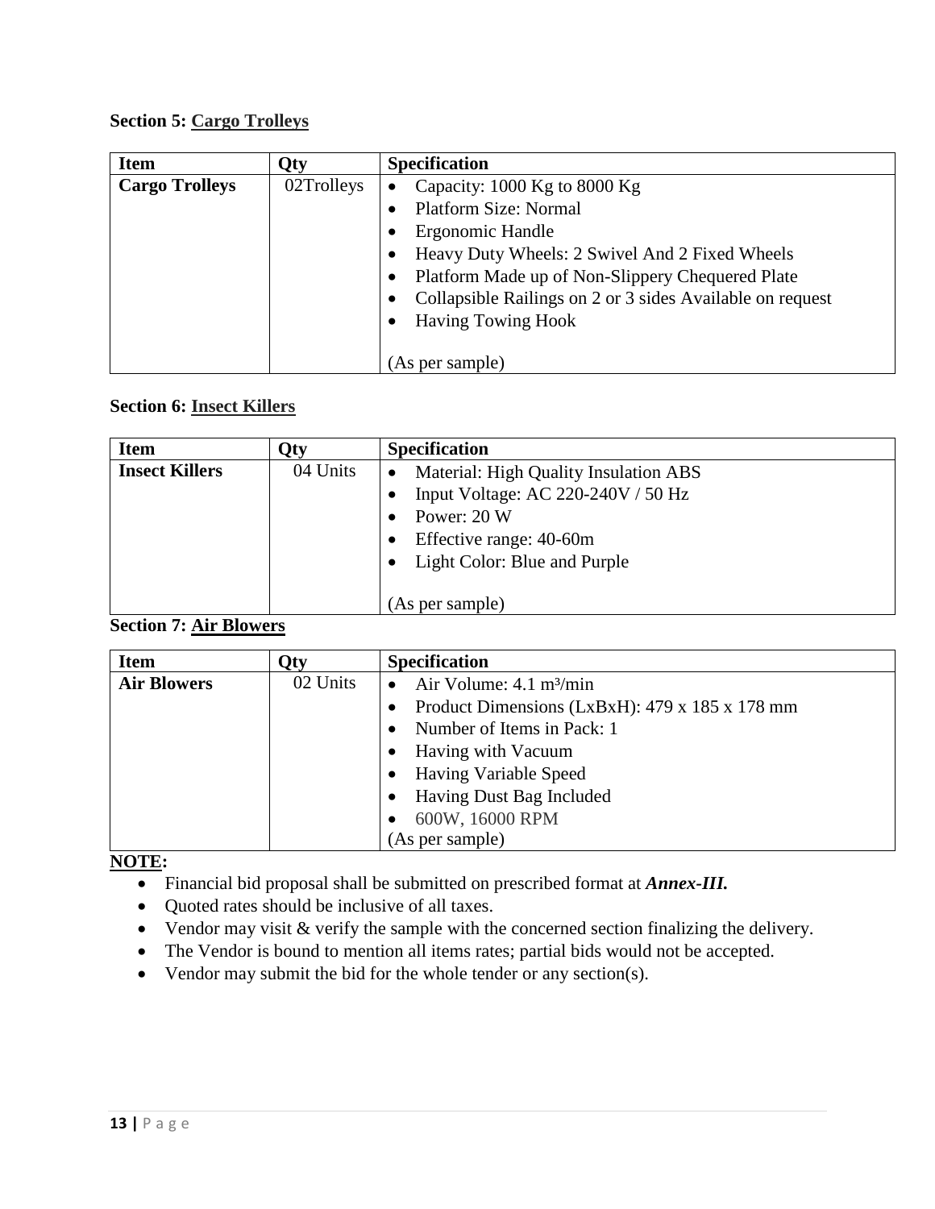**Section 5: Cargo Trolleys**

| Item | Qty | Specification |
|---|---|---|
| **Cargo Trolleys** | 02Trolleys | • Capacity: 1000 Kg to 8000 Kg<br>• Platform Size: Normal<br>• Ergonomic Handle<br>• Heavy Duty Wheels: 2 Swivel And 2 Fixed Wheels<br>• Platform Made up of Non-Slippery Chequered Plate<br>• Collapsible Railings on 2 or 3 sides Available on request<br>• Having Towing Hook<br><br>(As per sample) |

**Section 6: Insect Killers**

| Item | Qty | Specification |
|---|---|---|
| **Insect Killers** | 04 Units | • Material: High Quality Insulation ABS<br>• Input Voltage: AC 220-240V / 50 Hz<br>• Power: 20 W<br>• Effective range: 40-60m<br>• Light Color: Blue and Purple<br><br>(As per sample) |

**Section 7: Air Blowers**

| Item | Qty | Specification |
|---|---|---|
| **Air Blowers** | 02 Units | • Air Volume: 4.1 $m^3$/min<br>• Product Dimensions (LxBxH): 479 x 185 x 178 mm<br>• Number of Items in Pack: 1<br>• Having with Vacuum<br>• Having Variable Speed<br>• Having Dust Bag Included<br>• 600W, 16000 RPM<br>(As per sample) |

**NOTE:**

- Financial bid proposal shall be submitted on prescribed format at ***Annex-III.***
- Quoted rates should be inclusive of all taxes.
- Vendor may visit & verify the sample with the concerned section finalizing the delivery.
- The Vendor is bound to mention all items rates; partial bids would not be accepted.
- Vendor may submit the bid for the whole tender or any section(s).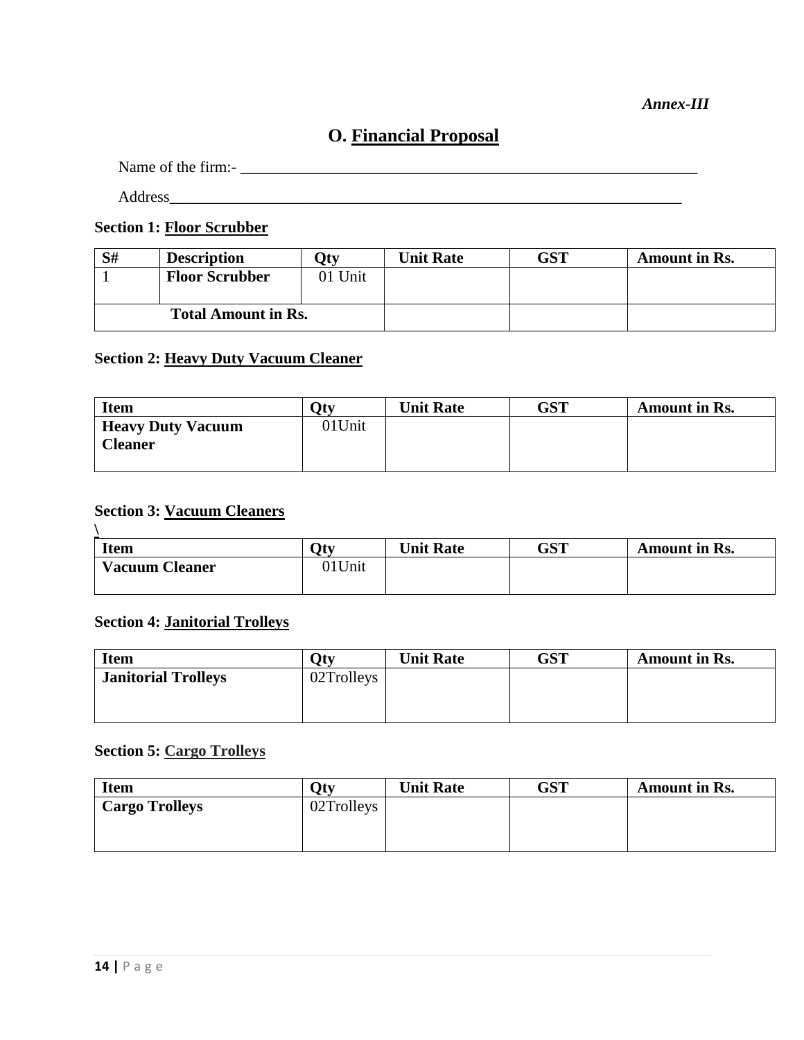*Annex-III*

## O. Financial Proposal

Name of the firm:- ____________________________________________________________

Address______________________________________________________________________

**Section 1: Floor Scrubber**

| S# | Description | Qty | Unit Rate | GST | Amount in Rs. |
|---|---|---|---|---|---|
| 1 | **Floor Scrubber** | 01 Unit | | | |
| **Total Amount in Rs.** | | | | | |

**Section 2: Heavy Duty Vacuum Cleaner**

| Item | Qty | Unit Rate | GST | Amount in Rs. |
|---|---|---|---|---|
| **Heavy Duty Vacuum Cleaner** | 01Unit | | | |

**Section 3: Vacuum Cleaners**

\

| Item | Qty | Unit Rate | GST | Amount in Rs. |
|---|---|---|---|---|
| **Vacuum Cleaner** | 01Unit | | | |

**Section 4: Janitorial Trolleys**

| Item | Qty | Unit Rate | GST | Amount in Rs. |
|---|---|---|---|---|
| **Janitorial Trolleys** | 02Trolleys | | | |

**Section 5: Cargo Trolleys**

| Item | Qty | Unit Rate | GST | Amount in Rs. |
|---|---|---|---|---|
| **Cargo Trolleys** | 02Trolleys | | | |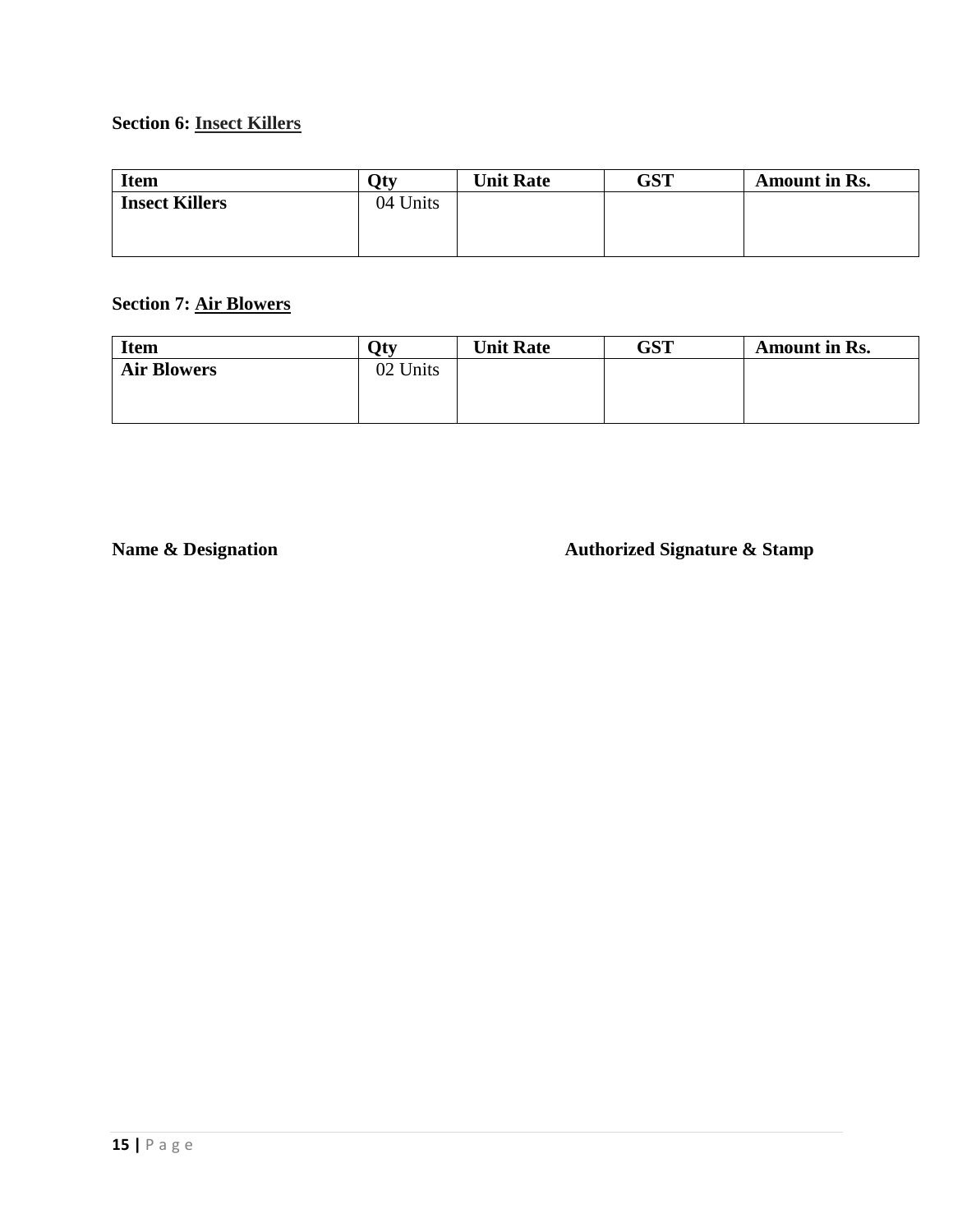**Section 6: Insect Killers**

| Item | Qty | Unit Rate | GST | Amount in Rs. |
|---|---|---|---|---|
| **Insect Killers** | 04 Units | | | |

**Section 7: Air Blowers**

| Item | Qty | Unit Rate | GST | Amount in Rs. |
|---|---|---|---|---|
| **Air Blowers** | 02 Units | | | |

**Name & Designation** **Authorized Signature & Stamp**